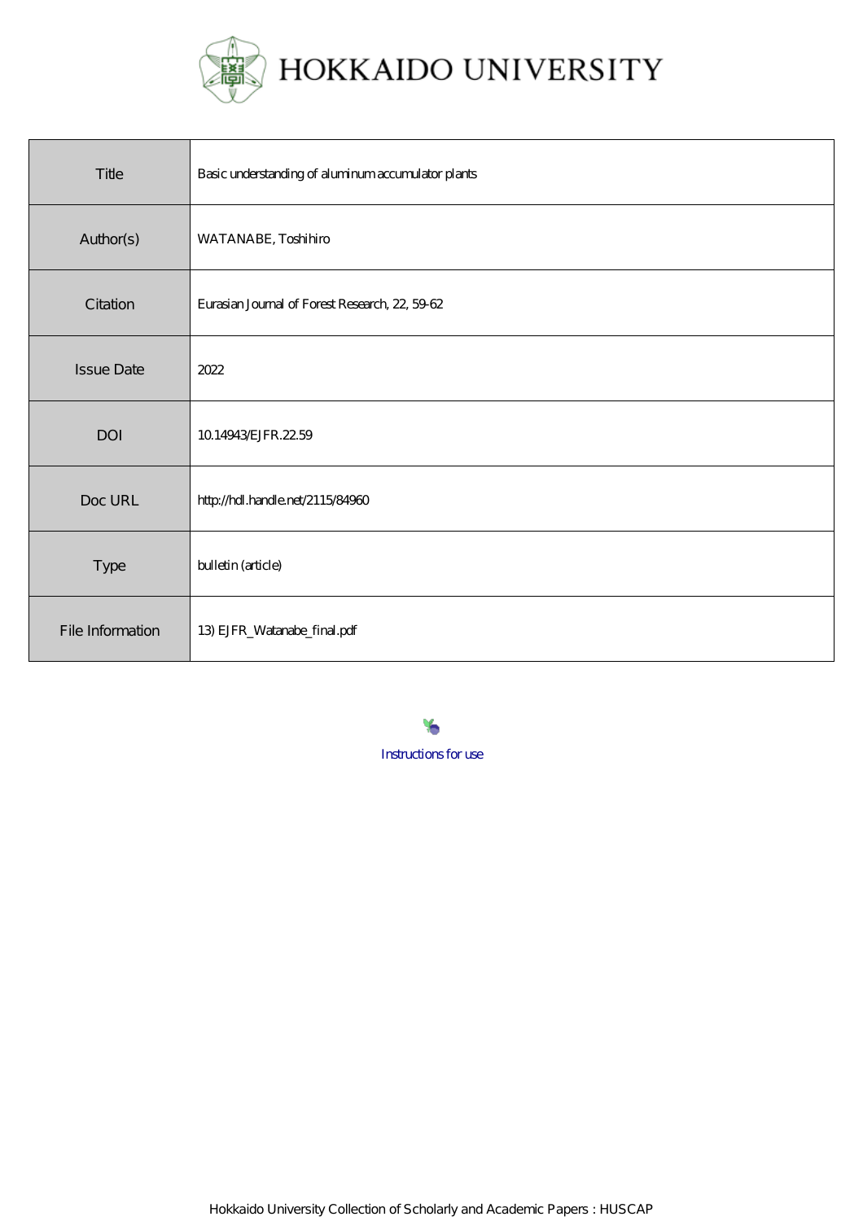# HOKKAIDO UNIVERSITY

| | |
|---|---|
| Title | Basic understanding of aluminum accumulator plants |
| Author(s) | WATANABE, Toshihiro |
| Citation | Eurasian Journal of Forest Research, 22, 59-62 |
| Issue Date | 2022 |
| DOI | 10.14943/EJFR.22.59 |
| Doc URL | http://hdl.handle.net/2115/84960 |
| Type | bulletin (article) |
| File Information | 13) EJFR_Watanabe_final.pdf |

Instructions for use

Hokkaido University Collection of Scholarly and Academic Papers : HUSCAP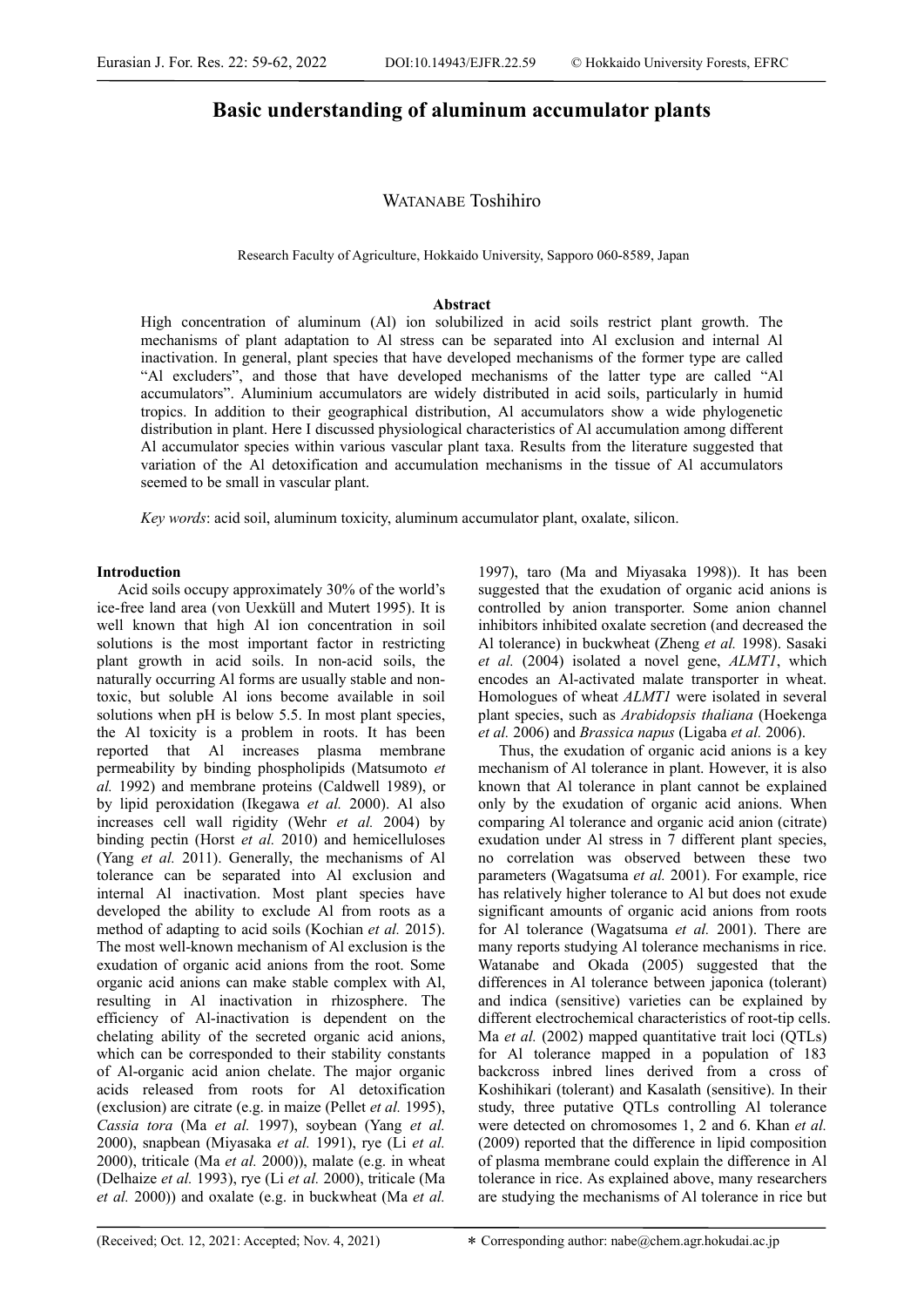# Basic understanding of aluminum accumulator plants

WATANABE Toshihiro

Research Faculty of Agriculture, Hokkaido University, Sapporo 060-8589, Japan

## Abstract

High concentration of aluminum (Al) ion solubilized in acid soils restrict plant growth. The mechanisms of plant adaptation to Al stress can be separated into Al exclusion and internal Al inactivation. In general, plant species that have developed mechanisms of the former type are called "Al excluders", and those that have developed mechanisms of the latter type are called "Al accumulators". Aluminium accumulators are widely distributed in acid soils, particularly in humid tropics. In addition to their geographical distribution, Al accumulators show a wide phylogenetic distribution in plant. Here I discussed physiological characteristics of Al accumulation among different Al accumulator species within various vascular plant taxa. Results from the literature suggested that variation of the Al detoxification and accumulation mechanisms in the tissue of Al accumulators seemed to be small in vascular plant.

*Key words*: acid soil, aluminum toxicity, aluminum accumulator plant, oxalate, silicon.

## Introduction

Acid soils occupy approximately 30% of the world's ice-free land area (von Uexküll and Mutert 1995). It is well known that high Al ion concentration in soil solutions is the most important factor in restricting plant growth in acid soils. In non-acid soils, the naturally occurring Al forms are usually stable and non-toxic, but soluble Al ions become available in soil solutions when pH is below 5.5. In most plant species, the Al toxicity is a problem in roots. It has been reported that Al increases plasma membrane permeability by binding phospholipids (Matsumoto *et al.* 1992) and membrane proteins (Caldwell 1989), or by lipid peroxidation (Ikegawa *et al.* 2000). Al also increases cell wall rigidity (Wehr *et al.* 2004) by binding pectin (Horst *et al.* 2010) and hemicelluloses (Yang *et al.* 2011). Generally, the mechanisms of Al tolerance can be separated into Al exclusion and internal Al inactivation. Most plant species have developed the ability to exclude Al from roots as a method of adapting to acid soils (Kochian *et al.* 2015). The most well-known mechanism of Al exclusion is the exudation of organic acid anions from the root. Some organic acid anions can make stable complex with Al, resulting in Al inactivation in rhizosphere. The efficiency of Al-inactivation is dependent on the chelating ability of the secreted organic acid anions, which can be corresponded to their stability constants of Al-organic acid anion chelate. The major organic acids released from roots for Al detoxification (exclusion) are citrate (e.g. in maize (Pellet *et al.* 1995), *Cassia tora* (Ma *et al.* 1997), soybean (Yang *et al.* 2000), snapbean (Miyasaka *et al.* 1991), rye (Li *et al.* 2000), triticale (Ma *et al.* 2000)), malate (e.g. in wheat (Delhaize *et al.* 1993), rye (Li *et al.* 2000), triticale (Ma *et al.* 2000)) and oxalate (e.g. in buckwheat (Ma *et al.* 1997), taro (Ma and Miyasaka 1998)). It has been suggested that the exudation of organic acid anions is controlled by anion transporter. Some anion channel inhibitors inhibited oxalate secretion (and decreased the Al tolerance) in buckwheat (Zheng *et al.* 1998). Sasaki *et al.* (2004) isolated a novel gene, *ALMT1*, which encodes an Al-activated malate transporter in wheat. Homologues of wheat *ALMT1* were isolated in several plant species, such as *Arabidopsis thaliana* (Hoekenga *et al.* 2006) and *Brassica napus* (Ligaba *et al.* 2006).

Thus, the exudation of organic acid anions is a key mechanism of Al tolerance in plant. However, it is also known that Al tolerance in plant cannot be explained only by the exudation of organic acid anions. When comparing Al tolerance and organic acid anion (citrate) exudation under Al stress in 7 different plant species, no correlation was observed between these two parameters (Wagatsuma *et al.* 2001). For example, rice has relatively higher tolerance to Al but does not exude significant amounts of organic acid anions from roots for Al tolerance (Wagatsuma *et al.* 2001). There are many reports studying Al tolerance mechanisms in rice. Watanabe and Okada (2005) suggested that the differences in Al tolerance between japonica (tolerant) and indica (sensitive) varieties can be explained by different electrochemical characteristics of root-tip cells. Ma *et al.* (2002) mapped quantitative trait loci (QTLs) for Al tolerance mapped in a population of 183 backcross inbred lines derived from a cross of Koshihikari (tolerant) and Kasalath (sensitive). In their study, three putative QTLs controlling Al tolerance were detected on chromosomes 1, 2 and 6. Khan *et al.* (2009) reported that the difference in lipid composition of plasma membrane could explain the difference in Al tolerance in rice. As explained above, many researchers are studying the mechanisms of Al tolerance in rice but

(Received; Oct. 12, 2021: Accepted; Nov. 4, 2021)

∗ Corresponding author: nabe@chem.agr.hokudai.ac.jp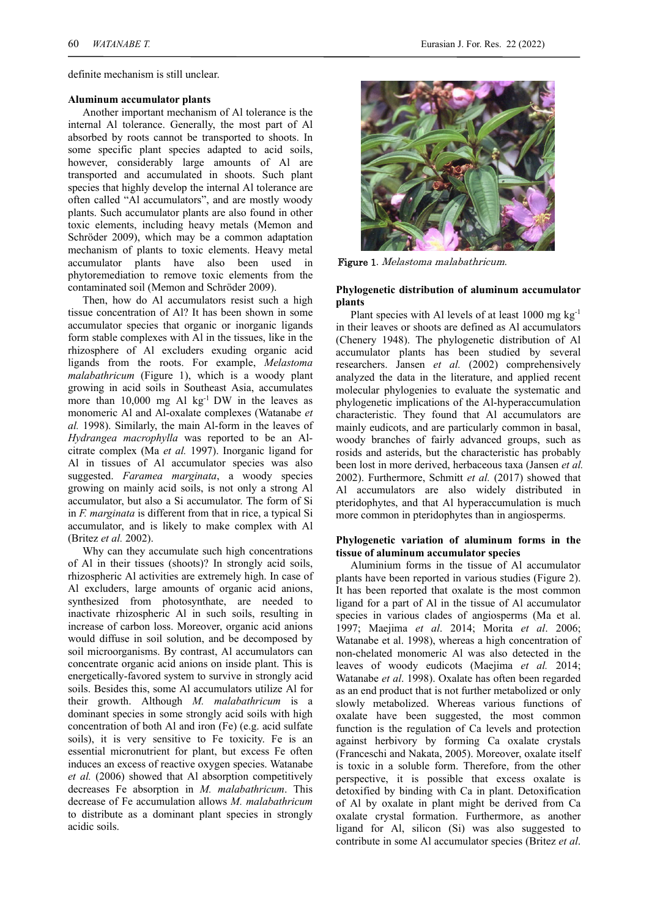definite mechanism is still unclear.

**Aluminum accumulator plants**

Another important mechanism of Al tolerance is the internal Al tolerance. Generally, the most part of Al absorbed by roots cannot be transported to shoots. In some specific plant species adapted to acid soils, however, considerably large amounts of Al are transported and accumulated in shoots. Such plant species that highly develop the internal Al tolerance are often called "Al accumulators", and are mostly woody plants. Such accumulator plants are also found in other toxic elements, including heavy metals (Memon and Schröder 2009), which may be a common adaptation mechanism of plants to toxic elements. Heavy metal accumulator plants have also been used in phytoremediation to remove toxic elements from the contaminated soil (Memon and Schröder 2009).

Then, how do Al accumulators resist such a high tissue concentration of Al? It has been shown in some accumulator species that organic or inorganic ligands form stable complexes with Al in the tissues, like in the rhizosphere of Al excluders exuding organic acid ligands from the roots. For example, *Melastoma malabathricum* (Figure 1), which is a woody plant growing in acid soils in Southeast Asia, accumulates more than 10,000 mg Al $kg^{-1}$ DW in the leaves as monomeric Al and Al-oxalate complexes (Watanabe *et al.* 1998). Similarly, the main Al-form in the leaves of *Hydrangea macrophylla* was reported to be an Al-citrate complex (Ma *et al.* 1997). Inorganic ligand for Al in tissues of Al accumulator species was also suggested. *Faramea marginata*, a woody species growing on mainly acid soils, is not only a strong Al accumulator, but also a Si accumulator. The form of Si in *F. marginata* is different from that in rice, a typical Si accumulator, and is likely to make complex with Al (Britez *et al.* 2002).

Why can they accumulate such high concentrations of Al in their tissues (shoots)? In strongly acid soils, rhizospheric Al activities are extremely high. In case of Al excluders, large amounts of organic acid anions, synthesized from photosynthate, are needed to inactivate rhizospheric Al in such soils, resulting in increase of carbon loss. Moreover, organic acid anions would diffuse in soil solution, and be decomposed by soil microorganisms. By contrast, Al accumulators can concentrate organic acid anions on inside plant. This is energetically-favored system to survive in strongly acid soils. Besides this, some Al accumulators utilize Al for their growth. Although *M. malabathricum* is a dominant species in some strongly acid soils with high concentration of both Al and iron (Fe) (e.g. acid sulfate soils), it is very sensitive to Fe toxicity. Fe is an essential micronutrient for plant, but excess Fe often induces an excess of reactive oxygen species. Watanabe *et al.* (2006) showed that Al absorption competitively decreases Fe absorption in *M. malabathricum*. This decrease of Fe accumulation allows *M. malabathricum* to distribute as a dominant plant species in strongly acidic soils.

**Figure 1**. *Melastoma malabathricum*.

**Phylogenetic distribution of aluminum accumulator plants**

Plant species with Al levels of at least 1000 mg $kg^{-1}$ in their leaves or shoots are defined as Al accumulators (Chenery 1948). The phylogenetic distribution of Al accumulator plants has been studied by several researchers. Jansen *et al.* (2002) comprehensively analyzed the data in the literature, and applied recent molecular phylogenies to evaluate the systematic and phylogenetic implications of the Al-hyperaccumulation characteristic. They found that Al accumulators are mainly eudicots, and are particularly common in basal, woody branches of fairly advanced groups, such as rosids and asterids, but the characteristic has probably been lost in more derived, herbaceous taxa (Jansen *et al.* 2002). Furthermore, Schmitt *et al.* (2017) showed that Al accumulators are also widely distributed in pteridophytes, and that Al hyperaccumulation is much more common in pteridophytes than in angiosperms.

**Phylogenetic variation of aluminum forms in the tissue of aluminum accumulator species**

Aluminium forms in the tissue of Al accumulator plants have been reported in various studies (Figure 2). It has been reported that oxalate is the most common ligand for a part of Al in the tissue of Al accumulator species in various clades of angiosperms (Ma et al. 1997; Maejima *et al*. 2014; Morita *et al*. 2006; Watanabe et al. 1998), whereas a high concentration of non-chelated monomeric Al was also detected in the leaves of woody eudicots (Maejima *et al.* 2014; Watanabe *et al*. 1998). Oxalate has often been regarded as an end product that is not further metabolized or only slowly metabolized. Whereas various functions of oxalate have been suggested, the most common function is the regulation of Ca levels and protection against herbivory by forming Ca oxalate crystals (Franceschi and Nakata, 2005). Moreover, oxalate itself is toxic in a soluble form. Therefore, from the other perspective, it is possible that excess oxalate is detoxified by binding with Ca in plant. Detoxification of Al by oxalate in plant might be derived from Ca oxalate crystal formation. Furthermore, as another ligand for Al, silicon (Si) was also suggested to contribute in some Al accumulator species (Britez *et al*.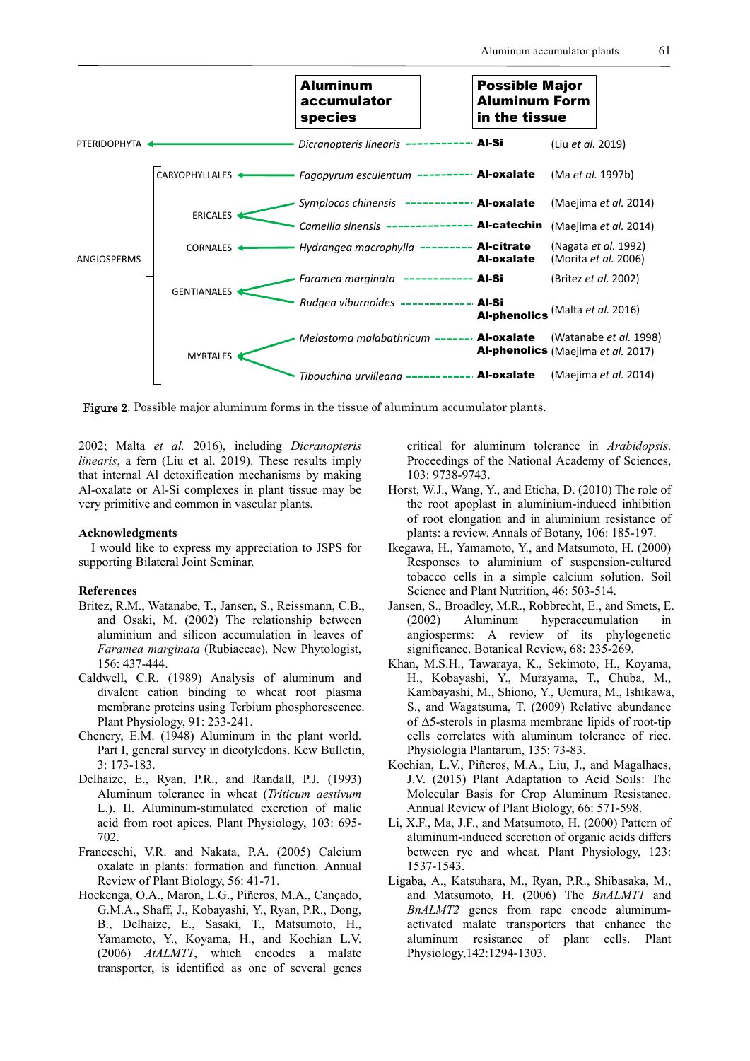Aluminum accumulator species

Possible Major Aluminum Form in the tissue

PTERIDOPHYTA — *Dicranopteris linearis* — Al-Si (Liu *et al.* 2019)

ANGIOSPERMS

CARYOPHYLLALES — *Fagopyrum esculentum* — Al-oxalate (Ma *et al.* 1997b)

ERICALES — *Symplocos chinensis* — Al-oxalate (Maejima *et al.* 2014)

ERICALES — *Camellia sinensis* — Al-catechin (Maejima *et al.* 2014)

CORNALES — *Hydrangea macrophylla* — Al-citrate (Nagata *et al.* 1992), Al-oxalate (Morita *et al.* 2006)

GENTIANALES — *Faramea marginata* — Al-Si (Britez *et al.* 2002)

GENTIANALES — *Rudgea viburnoides* — Al-Si, Al-phenolics (Malta *et al.* 2016)

MYRTALES — *Melastoma malabathricum* — Al-oxalate (Watanabe *et al.* 1998), Al-phenolics (Maejima *et al.* 2017)

MYRTALES — *Tibouchina urvilleana* — Al-oxalate (Maejima *et al.* 2014)

**Figure 2**. Possible major aluminum forms in the tissue of aluminum accumulator plants.

2002; Malta *et al.* 2016), including *Dicranopteris linearis*, a fern (Liu et al. 2019). These results imply that internal Al detoxification mechanisms by making Al-oxalate or Al-Si complexes in plant tissue may be very primitive and common in vascular plants.

## Acknowledgments

I would like to express my appreciation to JSPS for supporting Bilateral Joint Seminar.

## References

Britez, R.M., Watanabe, T., Jansen, S., Reissmann, C.B., and Osaki, M. (2002) The relationship between aluminium and silicon accumulation in leaves of *Faramea marginata* (Rubiaceae). New Phytologist, 156: 437-444.

Caldwell, C.R. (1989) Analysis of aluminum and divalent cation binding to wheat root plasma membrane proteins using Terbium phosphorescence. Plant Physiology, 91: 233-241.

Chenery, E.M. (1948) Aluminum in the plant world. Part I, general survey in dicotyledons. Kew Bulletin, 3: 173-183.

Delhaize, E., Ryan, P.R., and Randall, P.J. (1993) Aluminum tolerance in wheat (*Triticum aestivum* L.). II. Aluminum-stimulated excretion of malic acid from root apices. Plant Physiology, 103: 695-702.

Franceschi, V.R. and Nakata, P.A. (2005) Calcium oxalate in plants: formation and function. Annual Review of Plant Biology, 56: 41-71.

Hoekenga, O.A., Maron, L.G., Piñeros, M.A., Cançado, G.M.A., Shaff, J., Kobayashi, Y., Ryan, P.R., Dong, B., Delhaize, E., Sasaki, T., Matsumoto, H., Yamamoto, Y., Koyama, H., and Kochian L.V. (2006) *AtALMT1*, which encodes a malate transporter, is identified as one of several genes critical for aluminum tolerance in *Arabidopsis*. Proceedings of the National Academy of Sciences, 103: 9738-9743.

Horst, W.J., Wang, Y., and Eticha, D. (2010) The role of the root apoplast in aluminium-induced inhibition of root elongation and in aluminium resistance of plants: a review. Annals of Botany, 106: 185-197.

Ikegawa, H., Yamamoto, Y., and Matsumoto, H. (2000) Responses to aluminium of suspension-cultured tobacco cells in a simple calcium solution. Soil Science and Plant Nutrition, 46: 503-514.

Jansen, S., Broadley, M.R., Robbrecht, E., and Smets, E. (2002) Aluminum hyperaccumulation in angiosperms: A review of its phylogenetic significance. Botanical Review, 68: 235-269.

Khan, M.S.H., Tawaraya, K., Sekimoto, H., Koyama, H., Kobayashi, Y., Murayama, T., Chuba, M., Kambayashi, M., Shiono, Y., Uemura, M., Ishikawa, S., and Wagatsuma, T. (2009) Relative abundance of Δ5-sterols in plasma membrane lipids of root-tip cells correlates with aluminum tolerance of rice. Physiologia Plantarum, 135: 73-83.

Kochian, L.V., Piñeros, M.A., Liu, J., and Magalhaes, J.V. (2015) Plant Adaptation to Acid Soils: The Molecular Basis for Crop Aluminum Resistance. Annual Review of Plant Biology, 66: 571-598.

Li, X.F., Ma, J.F., and Matsumoto, H. (2000) Pattern of aluminum-induced secretion of organic acids differs between rye and wheat. Plant Physiology, 123: 1537-1543.

Ligaba, A., Katsuhara, M., Ryan, P.R., Shibasaka, M., and Matsumoto, H. (2006) The *BnALMT1* and *BnALMT2* genes from rape encode aluminum-activated malate transporters that enhance the aluminum resistance of plant cells. Plant Physiology,142:1294-1303.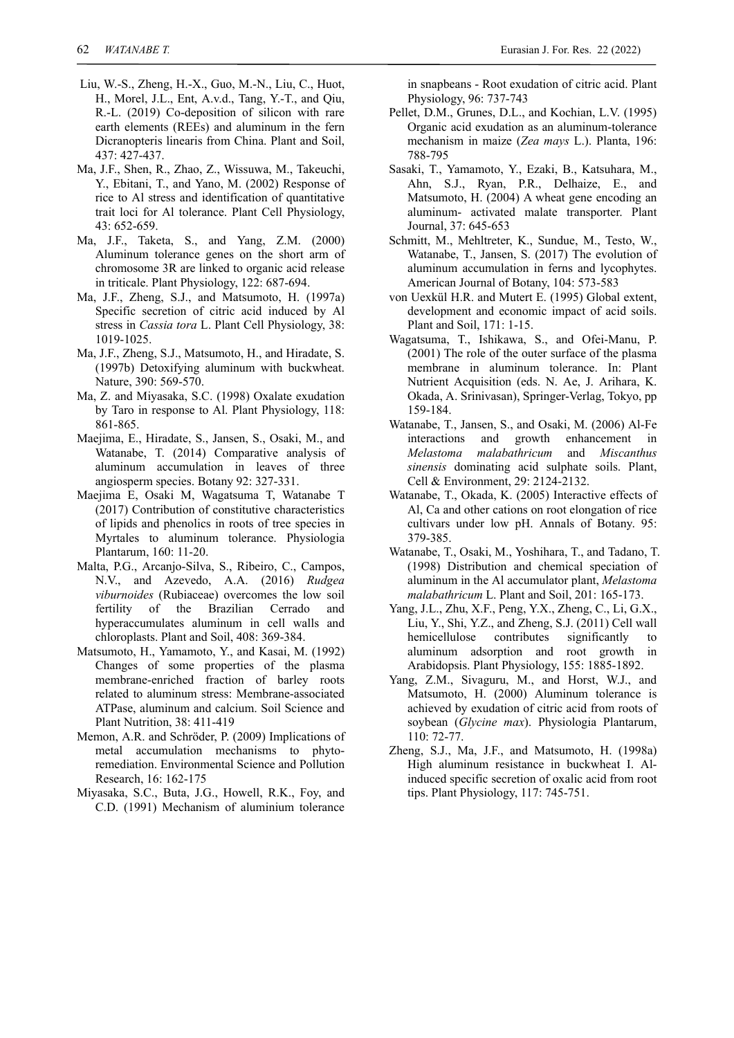Liu, W.-S., Zheng, H.-X., Guo, M.-N., Liu, C., Huot, H., Morel, J.L., Ent, A.v.d., Tang, Y.-T., and Qiu, R.-L. (2019) Co-deposition of silicon with rare earth elements (REEs) and aluminum in the fern Dicranopteris linearis from China. Plant and Soil, 437: 427-437.

Ma, J.F., Shen, R., Zhao, Z., Wissuwa, M., Takeuchi, Y., Ebitani, T., and Yano, M. (2002) Response of rice to Al stress and identification of quantitative trait loci for Al tolerance. Plant Cell Physiology, 43: 652-659.

Ma, J.F., Taketa, S., and Yang, Z.M. (2000) Aluminum tolerance genes on the short arm of chromosome 3R are linked to organic acid release in triticale. Plant Physiology, 122: 687-694.

Ma, J.F., Zheng, S.J., and Matsumoto, H. (1997a) Specific secretion of citric acid induced by Al stress in *Cassia tora* L. Plant Cell Physiology, 38: 1019-1025.

Ma, J.F., Zheng, S.J., Matsumoto, H., and Hiradate, S. (1997b) Detoxifying aluminum with buckwheat. Nature, 390: 569-570.

Ma, Z. and Miyasaka, S.C. (1998) Oxalate exudation by Taro in response to Al. Plant Physiology, 118: 861-865.

Maejima, E., Hiradate, S., Jansen, S., Osaki, M., and Watanabe, T. (2014) Comparative analysis of aluminum accumulation in leaves of three angiosperm species. Botany 92: 327-331.

Maejima E, Osaki M, Wagatsuma T, Watanabe T (2017) Contribution of constitutive characteristics of lipids and phenolics in roots of tree species in Myrtales to aluminum tolerance. Physiologia Plantarum, 160: 11-20.

Malta, P.G., Arcanjo-Silva, S., Ribeiro, C., Campos, N.V., and Azevedo, A.A. (2016) *Rudgea viburnoides* (Rubiaceae) overcomes the low soil fertility of the Brazilian Cerrado and hyperaccumulates aluminum in cell walls and chloroplasts. Plant and Soil, 408: 369-384.

Matsumoto, H., Yamamoto, Y., and Kasai, M. (1992) Changes of some properties of the plasma membrane-enriched fraction of barley roots related to aluminum stress: Membrane-associated ATPase, aluminum and calcium. Soil Science and Plant Nutrition, 38: 411-419

Memon, A.R. and Schröder, P. (2009) Implications of metal accumulation mechanisms to phyto-remediation. Environmental Science and Pollution Research, 16: 162-175

Miyasaka, S.C., Buta, J.G., Howell, R.K., Foy, and C.D. (1991) Mechanism of aluminium tolerance in snapbeans - Root exudation of citric acid. Plant Physiology, 96: 737-743

Pellet, D.M., Grunes, D.L., and Kochian, L.V. (1995) Organic acid exudation as an aluminum-tolerance mechanism in maize (*Zea mays* L.). Planta, 196: 788-795

Sasaki, T., Yamamoto, Y., Ezaki, B., Katsuhara, M., Ahn, S.J., Ryan, P.R., Delhaize, E., and Matsumoto, H. (2004) A wheat gene encoding an aluminum- activated malate transporter. Plant Journal, 37: 645-653

Schmitt, M., Mehltreter, K., Sundue, M., Testo, W., Watanabe, T., Jansen, S. (2017) The evolution of aluminum accumulation in ferns and lycophytes. American Journal of Botany, 104: 573-583

von Uexkül H.R. and Mutert E. (1995) Global extent, development and economic impact of acid soils. Plant and Soil, 171: 1-15.

Wagatsuma, T., Ishikawa, S., and Ofei-Manu, P. (2001) The role of the outer surface of the plasma membrane in aluminum tolerance. In: Plant Nutrient Acquisition (eds. N. Ae, J. Arihara, K. Okada, A. Srinivasan), Springer-Verlag, Tokyo, pp 159-184.

Watanabe, T., Jansen, S., and Osaki, M. (2006) Al-Fe interactions and growth enhancement in *Melastoma malabathricum* and *Miscanthus sinensis* dominating acid sulphate soils. Plant, Cell & Environment, 29: 2124-2132.

Watanabe, T., Okada, K. (2005) Interactive effects of Al, Ca and other cations on root elongation of rice cultivars under low pH. Annals of Botany. 95: 379-385.

Watanabe, T., Osaki, M., Yoshihara, T., and Tadano, T. (1998) Distribution and chemical speciation of aluminum in the Al accumulator plant, *Melastoma malabathricum* L. Plant and Soil, 201: 165-173.

Yang, J.L., Zhu, X.F., Peng, Y.X., Zheng, C., Li, G.X., Liu, Y., Shi, Y.Z., and Zheng, S.J. (2011) Cell wall hemicellulose contributes significantly to aluminum adsorption and root growth in Arabidopsis. Plant Physiology, 155: 1885-1892.

Yang, Z.M., Sivaguru, M., and Horst, W.J., and Matsumoto, H. (2000) Aluminum tolerance is achieved by exudation of citric acid from roots of soybean (*Glycine max*). Physiologia Plantarum, 110: 72-77.

Zheng, S.J., Ma, J.F., and Matsumoto, H. (1998a) High aluminum resistance in buckwheat I. Al-induced specific secretion of oxalic acid from root tips. Plant Physiology, 117: 745-751.